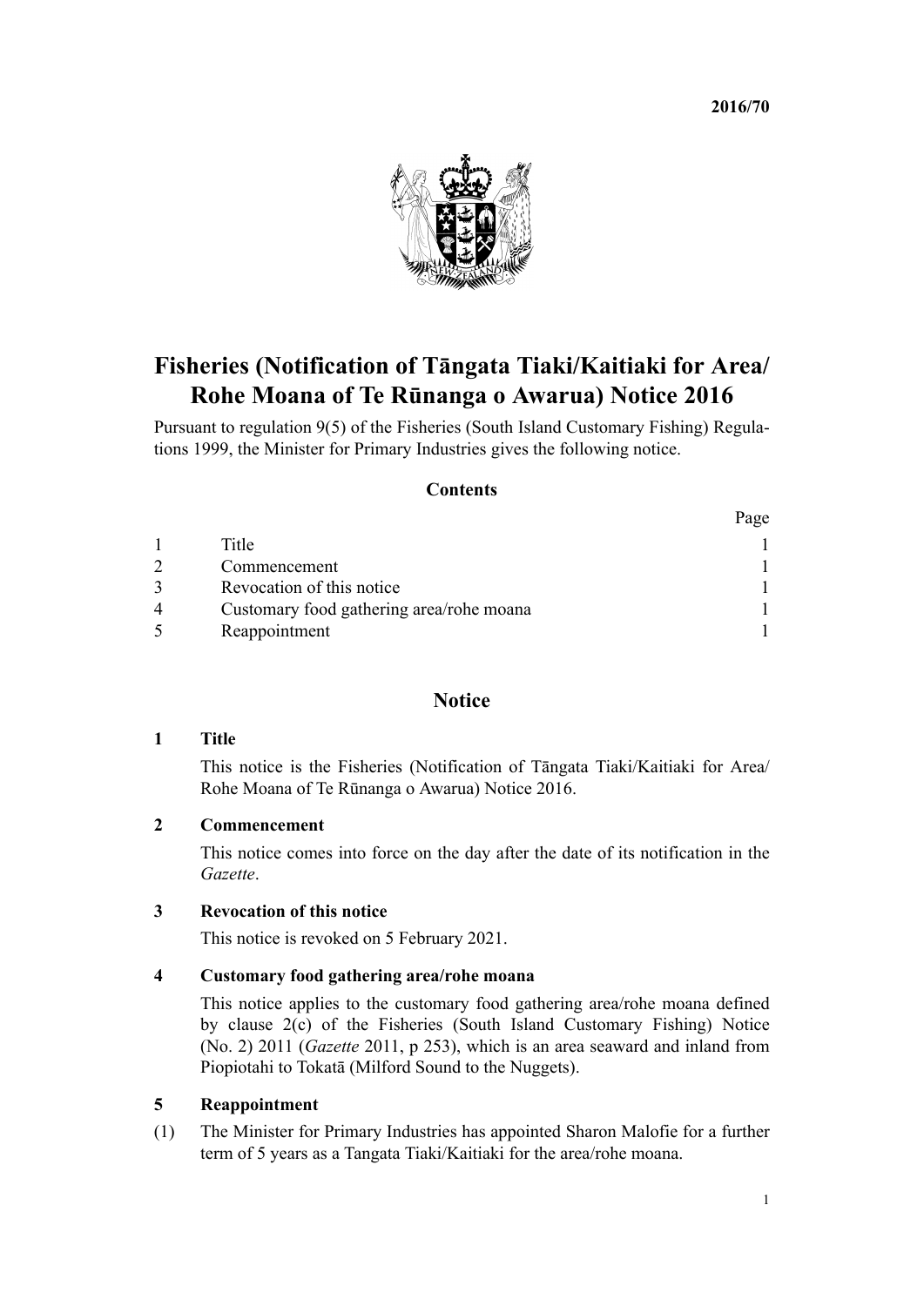**2016/70**

# Fisheries (Notification of Tāngata Tiaki/Kaitiaki for Area/ Rohe Moana of Te Rūnanga o Awarua) Notice 2016

Pursuant to regulation 9(5) of the Fisheries (South Island Customary Fishing) Regulations 1999, the Minister for Primary Industries gives the following notice.

## Contents

| | | Page |
|---|---|---|
| 1 | Title | 1 |
| 2 | Commencement | 1 |
| 3 | Revocation of this notice | 1 |
| 4 | Customary food gathering area/rohe moana | 1 |
| 5 | Reappointment | 1 |

## Notice

### 1 Title

This notice is the Fisheries (Notification of Tāngata Tiaki/Kaitiaki for Area/ Rohe Moana of Te Rūnanga o Awarua) Notice 2016.

### 2 Commencement

This notice comes into force on the day after the date of its notification in the *Gazette*.

### 3 Revocation of this notice

This notice is revoked on 5 February 2021.

### 4 Customary food gathering area/rohe moana

This notice applies to the customary food gathering area/rohe moana defined by clause 2(c) of the Fisheries (South Island Customary Fishing) Notice (No. 2) 2011 (*Gazette* 2011, p 253), which is an area seaward and inland from Piopiotahi to Tokatā (Milford Sound to the Nuggets).

### 5 Reappointment

(1) The Minister for Primary Industries has appointed Sharon Malofie for a further term of 5 years as a Tangata Tiaki/Kaitiaki for the area/rohe moana.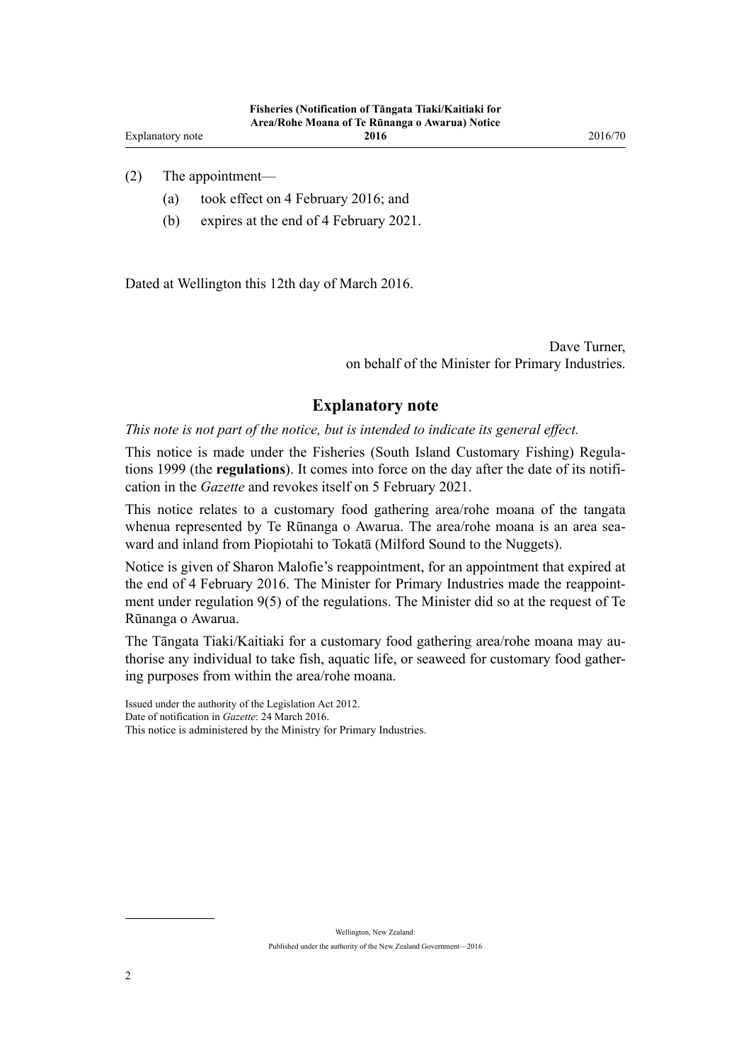(2) The appointment—

  (a) took effect on 4 February 2016; and

  (b) expires at the end of 4 February 2021.

Dated at Wellington this 12th day of March 2016.

Dave Turner,
on behalf of the Minister for Primary Industries.

## Explanatory note

*This note is not part of the notice, but is intended to indicate its general effect.*

This notice is made under the Fisheries (South Island Customary Fishing) Regulations 1999 (the **regulations**). It comes into force on the day after the date of its notification in the *Gazette* and revokes itself on 5 February 2021.

This notice relates to a customary food gathering area/rohe moana of the tangata whenua represented by Te Rūnanga o Awarua. The area/rohe moana is an area seaward and inland from Piopiotahi to Tokatā (Milford Sound to the Nuggets).

Notice is given of Sharon Malofie's reappointment, for an appointment that expired at the end of 4 February 2016. The Minister for Primary Industries made the reappointment under regulation 9(5) of the regulations. The Minister did so at the request of Te Rūnanga o Awarua.

The Tāngata Tiaki/Kaitiaki for a customary food gathering area/rohe moana may authorise any individual to take fish, aquatic life, or seaweed for customary food gathering purposes from within the area/rohe moana.

Issued under the authority of the Legislation Act 2012.
Date of notification in *Gazette*: 24 March 2016.
This notice is administered by the Ministry for Primary Industries.

Wellington, New Zealand:
Published under the authority of the New Zealand Government—2016